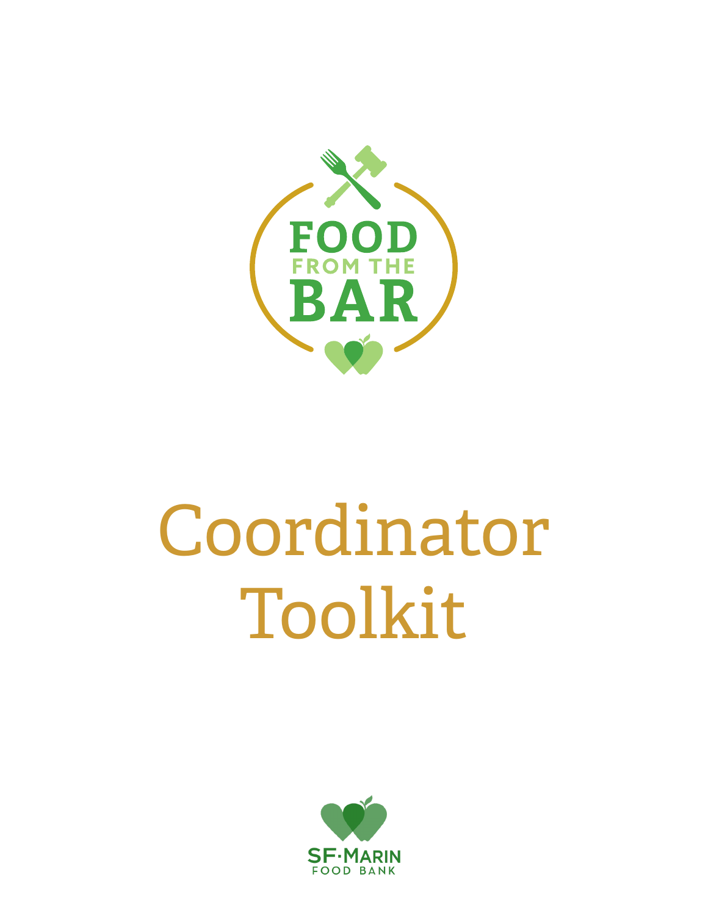FOOD FROM THE BAR

# Coordinator Toolkit

SF-MARIN FOOD BANK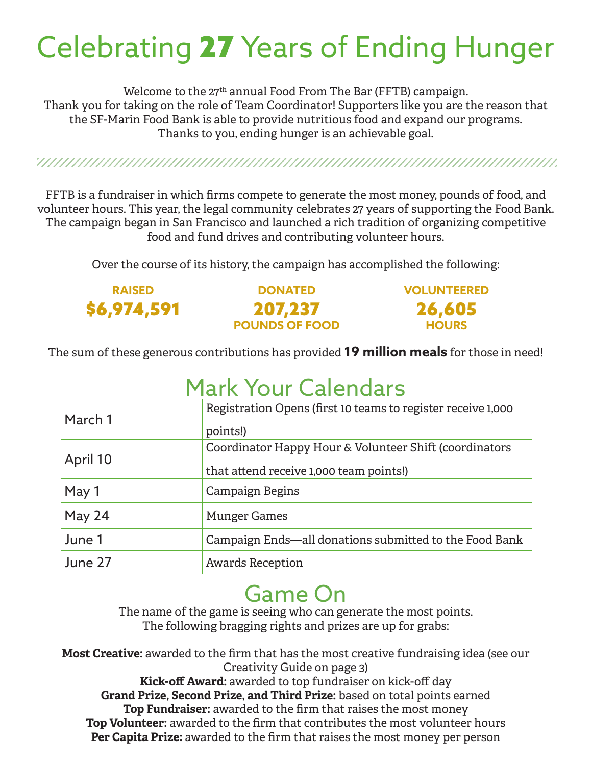# Celebrating **27** Years of Ending Hunger

Welcome to the 27th annual Food From The Bar (FFTB) campaign.
Thank you for taking on the role of Team Coordinator! Supporters like you are the reason that the SF-Marin Food Bank is able to provide nutritious food and expand our programs.
Thanks to you, ending hunger is an achievable goal.

FFTB is a fundraiser in which firms compete to generate the most money, pounds of food, and volunteer hours. This year, the legal community celebrates 27 years of supporting the Food Bank. The campaign began in San Francisco and launched a rich tradition of organizing competitive food and fund drives and contributing volunteer hours.

Over the course of its history, the campaign has accomplished the following:

**RAISED**
**$6,974,591**

**DONATED**
**207,237**
**POUNDS OF FOOD**

**VOLUNTEERED**
**26,605**
**HOURS**

The sum of these generous contributions has provided **19 million meals** for those in need!

## Mark Your Calendars

| | |
|---|---|
| March 1 | Registration Opens (first 10 teams to register receive 1,000 points!) |
| April 10 | Coordinator Happy Hour & Volunteer Shift (coordinators that attend receive 1,000 team points!) |
| May 1 | Campaign Begins |
| May 24 | Munger Games |
| June 1 | Campaign Ends—all donations submitted to the Food Bank |
| June 27 | Awards Reception |

## Game On

The name of the game is seeing who can generate the most points.
The following bragging rights and prizes are up for grabs:

**Most Creative:** awarded to the firm that has the most creative fundraising idea (see our Creativity Guide on page 3)
**Kick-off Award:** awarded to top fundraiser on kick-off day
**Grand Prize, Second Prize, and Third Prize:** based on total points earned
**Top Fundraiser:** awarded to the firm that raises the most money
**Top Volunteer:** awarded to the firm that contributes the most volunteer hours
**Per Capita Prize:** awarded to the firm that raises the most money per person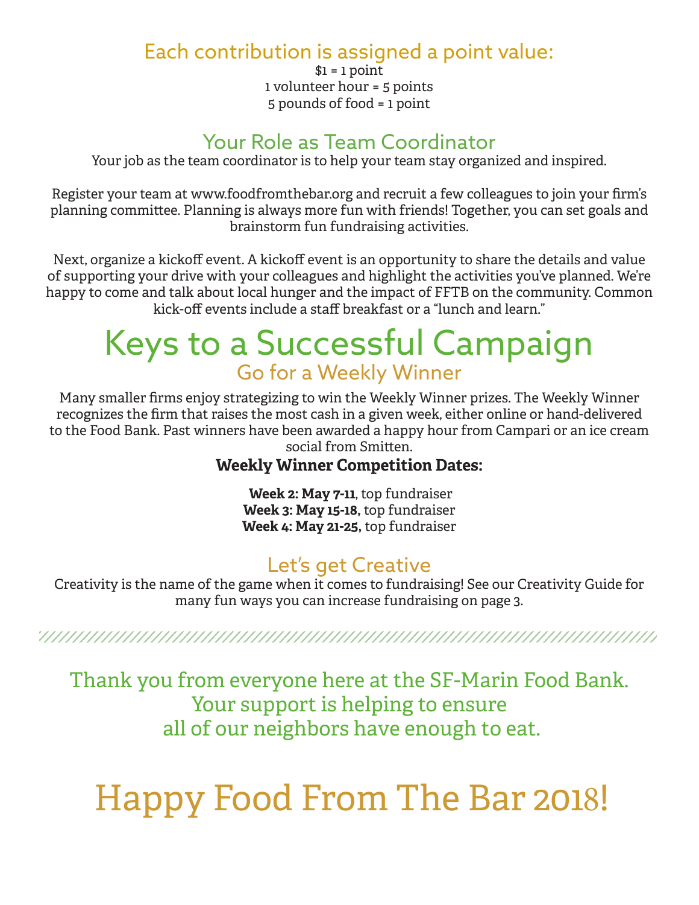## Each contribution is assigned a point value:

$1 = 1 point
1 volunteer hour = 5 points
5 pounds of food = 1 point

## Your Role as Team Coordinator

Your job as the team coordinator is to help your team stay organized and inspired.

Register your team at www.foodfromthebar.org and recruit a few colleagues to join your firm's planning committee. Planning is always more fun with friends! Together, you can set goals and brainstorm fun fundraising activities.

Next, organize a kickoff event. A kickoff event is an opportunity to share the details and value of supporting your drive with your colleagues and highlight the activities you've planned. We're happy to come and talk about local hunger and the impact of FFTB on the community. Common kick-off events include a staff breakfast or a "lunch and learn."

# Keys to a Successful Campaign

## Go for a Weekly Winner

Many smaller firms enjoy strategizing to win the Weekly Winner prizes. The Weekly Winner recognizes the firm that raises the most cash in a given week, either online or hand-delivered to the Food Bank. Past winners have been awarded a happy hour from Campari or an ice cream social from Smitten.

**Weekly Winner Competition Dates:**

**Week 2: May 7-11**, top fundraiser
**Week 3: May 15-18**, top fundraiser
**Week 4: May 21-25**, top fundraiser

## Let's get Creative

Creativity is the name of the game when it comes to fundraising! See our Creativity Guide for many fun ways you can increase fundraising on page 3.

---

Thank you from everyone here at the SF-Marin Food Bank.
Your support is helping to ensure
all of our neighbors have enough to eat.

# Happy Food From The Bar 2018!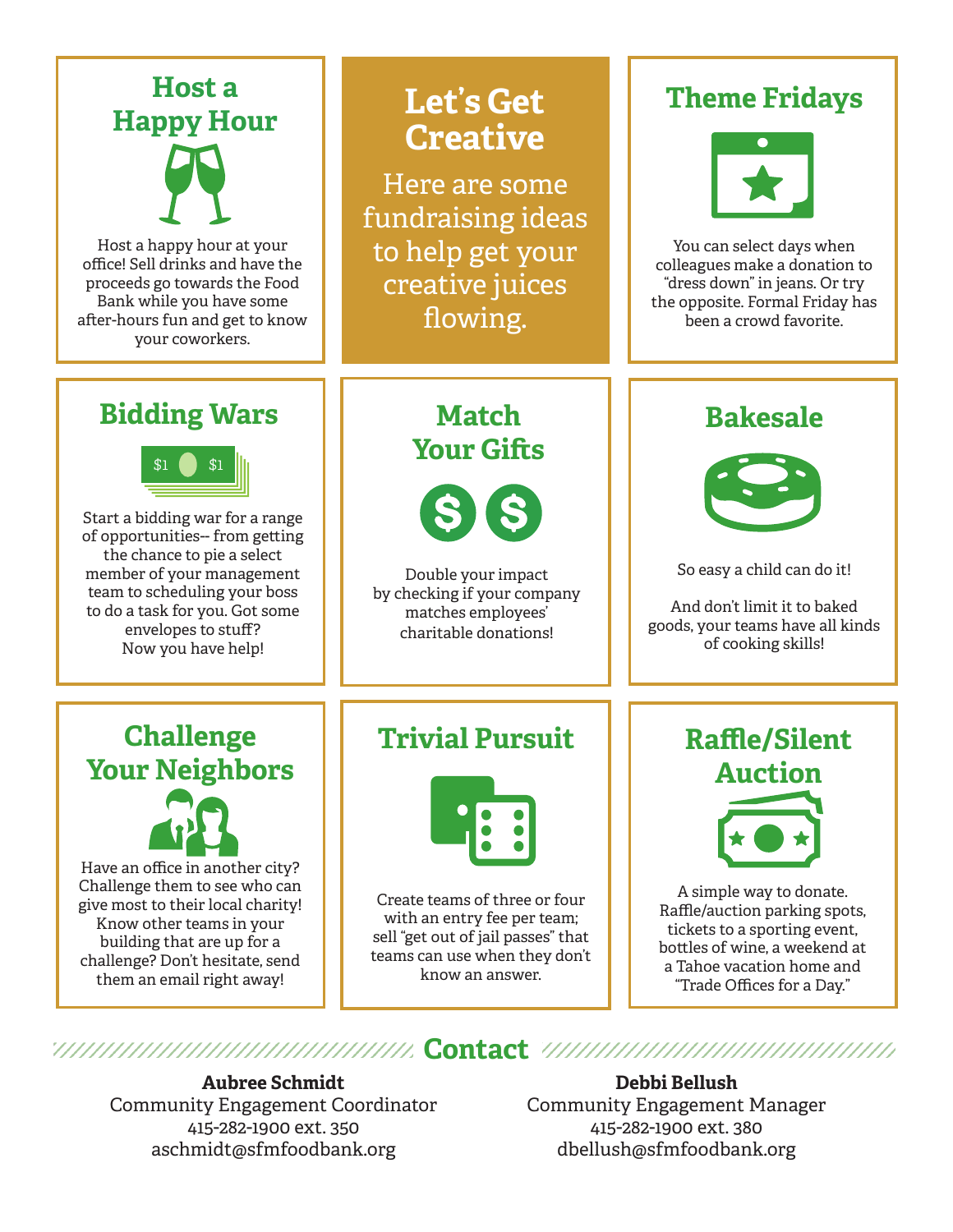## Let's Get Creative

Here are some fundraising ideas to help get your creative juices flowing.

### Host a Happy Hour

Host a happy hour at your office! Sell drinks and have the proceeds go towards the Food Bank while you have some after-hours fun and get to know your coworkers.

### Theme Fridays

You can select days when colleagues make a donation to "dress down" in jeans. Or try the opposite. Formal Friday has been a crowd favorite.

### Bidding Wars

Start a bidding war for a range of opportunities-- from getting the chance to pie a select member of your management team to scheduling your boss to do a task for you. Got some envelopes to stuff? Now you have help!

### Match Your Gifts

Double your impact by checking if your company matches employees' charitable donations!

### Bakesale

So easy a child can do it!

And don't limit it to baked goods, your teams have all kinds of cooking skills!

### Challenge Your Neighbors

Have an office in another city? Challenge them to see who can give most to their local charity! Know other teams in your building that are up for a challenge? Don't hesitate, send them an email right away!

### Trivial Pursuit

Create teams of three or four with an entry fee per team; sell "get out of jail passes" that teams can use when they don't know an answer.

### Raffle/Silent Auction

A simple way to donate. Raffle/auction parking spots, tickets to a sporting event, bottles of wine, a weekend at a Tahoe vacation home and "Trade Offices for a Day."

## Contact

**Aubree Schmidt**
Community Engagement Coordinator
415-282-1900 ext. 350
aschmidt@sfmfoodbank.org

**Debbi Bellush**
Community Engagement Manager
415-282-1900 ext. 380
dbellush@sfmfoodbank.org